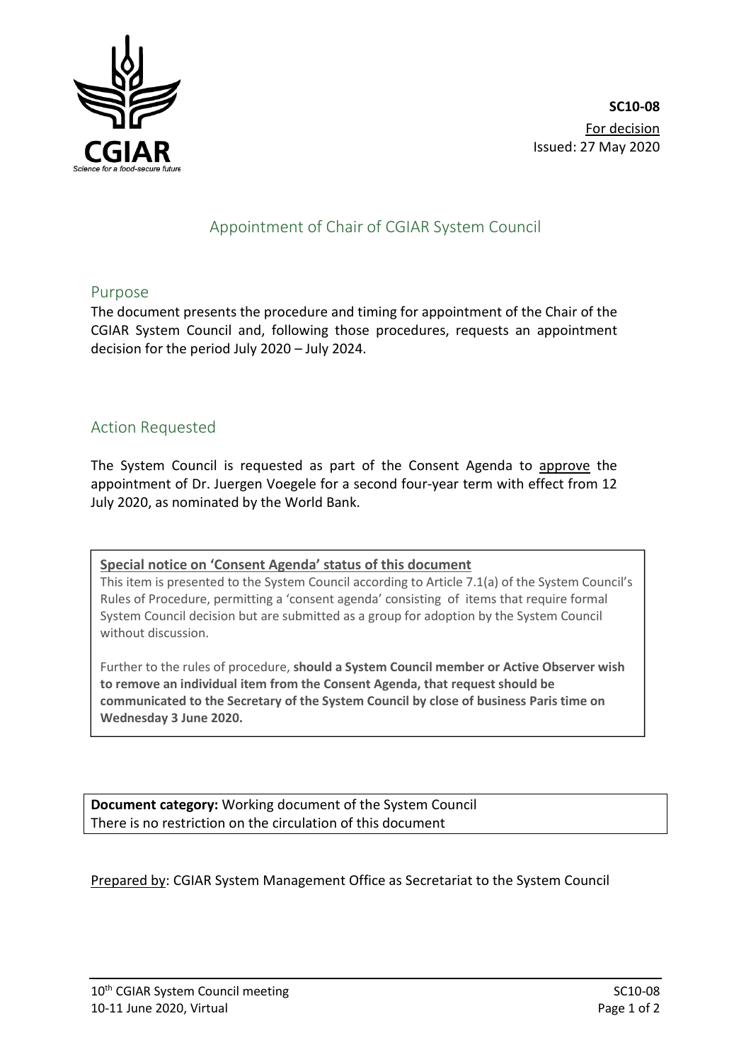**SC10-08**
For decision
Issued: 27 May 2020

# Appointment of Chair of CGIAR System Council

## Purpose

The document presents the procedure and timing for appointment of the Chair of the CGIAR System Council and, following those procedures, requests an appointment decision for the period July 2020 – July 2024.

## Action Requested

The System Council is requested as part of the Consent Agenda to approve the appointment of Dr. Juergen Voegele for a second four-year term with effect from 12 July 2020, as nominated by the World Bank.

**Special notice on 'Consent Agenda' status of this document**

This item is presented to the System Council according to Article 7.1(a) of the System Council's Rules of Procedure, permitting a 'consent agenda' consisting of items that require formal System Council decision but are submitted as a group for adoption by the System Council without discussion.

Further to the rules of procedure, **should a System Council member or Active Observer wish to remove an individual item from the Consent Agenda, that request should be communicated to the Secretary of the System Council by close of business Paris time on Wednesday 3 June 2020.**

**Document category:** Working document of the System Council
There is no restriction on the circulation of this document

Prepared by: CGIAR System Management Office as Secretariat to the System Council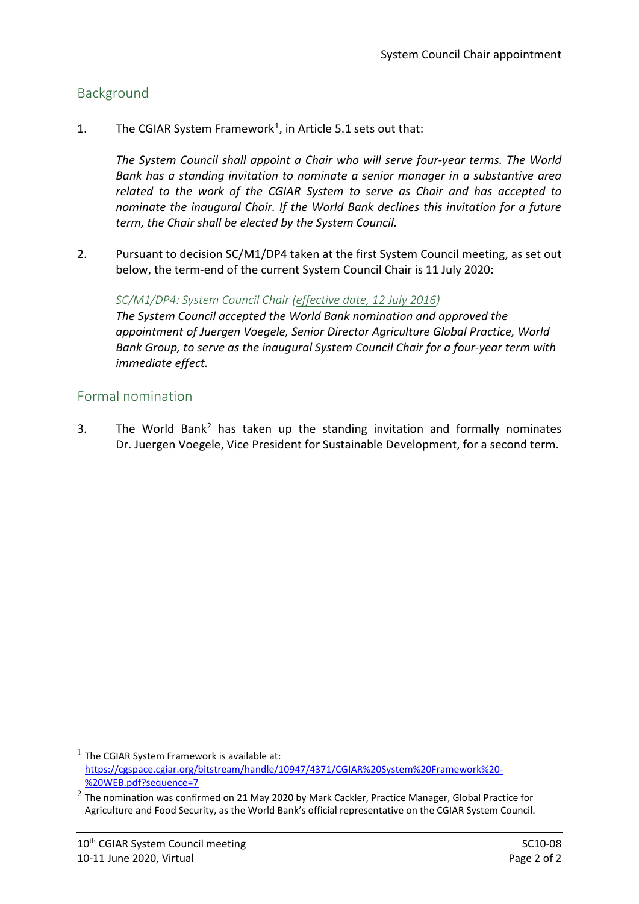## Background

1. The CGIAR System Framework[1], in Article 5.1 sets out that:

   *The System Council shall appoint a Chair who will serve four-year terms. The World Bank has a standing invitation to nominate a senior manager in a substantive area related to the work of the CGIAR System to serve as Chair and has accepted to nominate the inaugural Chair. If the World Bank declines this invitation for a future term, the Chair shall be elected by the System Council.*

2. Pursuant to decision SC/M1/DP4 taken at the first System Council meeting, as set out below, the term-end of the current System Council Chair is 11 July 2020:

   *SC/M1/DP4: System Council Chair (effective date, 12 July 2016)*
   *The System Council accepted the World Bank nomination and approved the appointment of Juergen Voegele, Senior Director Agriculture Global Practice, World Bank Group, to serve as the inaugural System Council Chair for a four-year term with immediate effect.*

## Formal nomination

3. The World Bank[2] has taken up the standing invitation and formally nominates Dr. Juergen Voegele, Vice President for Sustainable Development, for a second term.

---

[1] The CGIAR System Framework is available at: https://cgspace.cgiar.org/bitstream/handle/10947/4371/CGIAR%20System%20Framework%20-%20WEB.pdf?sequence=7

[2] The nomination was confirmed on 21 May 2020 by Mark Cackler, Practice Manager, Global Practice for Agriculture and Food Security, as the World Bank's official representative on the CGIAR System Council.